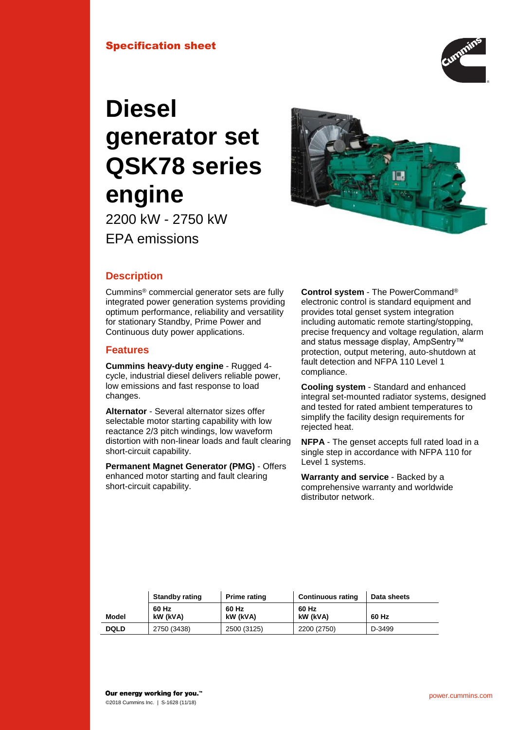Specification sheet

# Diesel generator set QSK78 series engine

2200 kW - 2750 kW

EPA emissions

## Description

Cummins® commercial generator sets are fully integrated power generation systems providing optimum performance, reliability and versatility for stationary Standby, Prime Power and Continuous duty power applications.

## Features

**Cummins heavy-duty engine** - Rugged 4-cycle, industrial diesel delivers reliable power, low emissions and fast response to load changes.

**Alternator** - Several alternator sizes offer selectable motor starting capability with low reactance 2/3 pitch windings, low waveform distortion with non-linear loads and fault clearing short-circuit capability.

**Permanent Magnet Generator (PMG)** - Offers enhanced motor starting and fault clearing short-circuit capability.

**Control system** - The PowerCommand® electronic control is standard equipment and provides total genset system integration including automatic remote starting/stopping, precise frequency and voltage regulation, alarm and status message display, AmpSentry™ protection, output metering, auto-shutdown at fault detection and NFPA 110 Level 1 compliance.

**Cooling system** - Standard and enhanced integral set-mounted radiator systems, designed and tested for rated ambient temperatures to simplify the facility design requirements for rejected heat.

**NFPA** - The genset accepts full rated load in a single step in accordance with NFPA 110 for Level 1 systems.

**Warranty and service** - Backed by a comprehensive warranty and worldwide distributor network.

| | Standby rating | Prime rating | Continuous rating | Data sheets |
|---|---|---|---|---|
| **Model** | **60 Hz kW (kVA)** | **60 Hz kW (kVA)** | **60 Hz kW (kVA)** | **60 Hz** |
| **DQLD** | 2750 (3438) | 2500 (3125) | 2200 (2750) | D-3499 |

Our energy working for you.™

©2018 Cummins Inc. | S-1628 (11/18)

power.cummins.com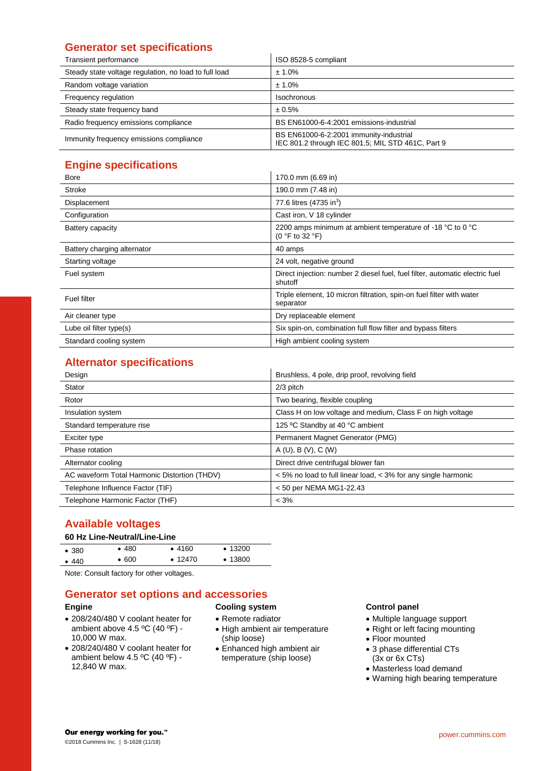## Generator set specifications

| | |
|---|---|
| Transient performance | ISO 8528-5 compliant |
| Steady state voltage regulation, no load to full load | ± 1.0% |
| Random voltage variation | ± 1.0% |
| Frequency regulation | Isochronous |
| Steady state frequency band | ± 0.5% |
| Radio frequency emissions compliance | BS EN61000-6-4:2001 emissions-industrial |
| Immunity frequency emissions compliance | BS EN61000-6-2:2001 immunity-industrial IEC 801.2 through IEC 801.5; MIL STD 461C, Part 9 |

## Engine specifications

| | |
|---|---|
| Bore | 170.0 mm (6.69 in) |
| Stroke | 190.0 mm (7.48 in) |
| Displacement | 77.6 litres (4735 $in^3$) |
| Configuration | Cast iron, V 18 cylinder |
| Battery capacity | 2200 amps minimum at ambient temperature of -18 °C to 0 °C (0 °F to 32 °F) |
| Battery charging alternator | 40 amps |
| Starting voltage | 24 volt, negative ground |
| Fuel system | Direct injection: number 2 diesel fuel, fuel filter, automatic electric fuel shutoff |
| Fuel filter | Triple element, 10 micron filtration, spin-on fuel filter with water separator |
| Air cleaner type | Dry replaceable element |
| Lube oil filter type(s) | Six spin-on, combination full flow filter and bypass filters |
| Standard cooling system | High ambient cooling system |

## Alternator specifications

| | |
|---|---|
| Design | Brushless, 4 pole, drip proof, revolving field |
| Stator | 2/3 pitch |
| Rotor | Two bearing, flexible coupling |
| Insulation system | Class H on low voltage and medium, Class F on high voltage |
| Standard temperature rise | 125 ºC Standby at 40 °C ambient |
| Exciter type | Permanent Magnet Generator (PMG) |
| Phase rotation | A (U), B (V), C (W) |
| Alternator cooling | Direct drive centrifugal blower fan |
| AC waveform Total Harmonic Distortion (THDV) | < 5% no load to full linear load, < 3% for any single harmonic |
| Telephone Influence Factor (TIF) | < 50 per NEMA MG1-22.43 |
| Telephone Harmonic Factor (THF) | < 3% |

## Available voltages

**60 Hz Line-Neutral/Line-Line**

| | | | |
|---|---|---|---|
| • 380 | • 480 | • 4160 | • 13200 |
| • 440 | • 600 | • 12470 | • 13800 |

Note: Consult factory for other voltages.

## Generator set options and accessories

**Engine**

- 208/240/480 V coolant heater for ambient above 4.5 ºC (40 ºF) - 10,000 W max.
- 208/240/480 V coolant heater for ambient below 4.5 ºC (40 ºF) - 12,840 W max.

**Cooling system**

- Remote radiator
- High ambient air temperature (ship loose)
- Enhanced high ambient air temperature (ship loose)

**Control panel**

- Multiple language support
- Right or left facing mounting
- Floor mounted
- 3 phase differential CTs (3x or 6x CTs)
- Masterless load demand
- Warning high bearing temperature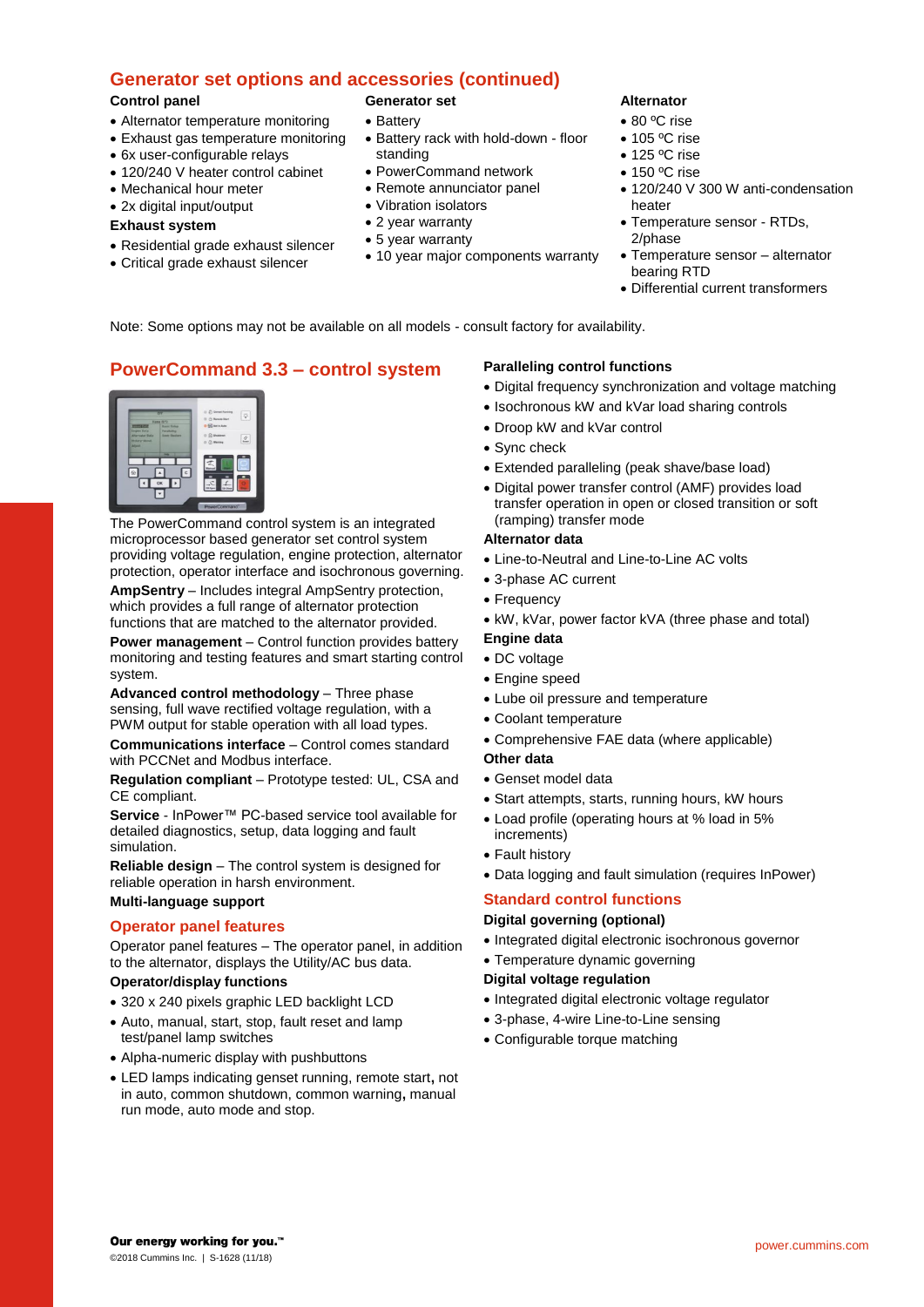## Generator set options and accessories (continued)

**Control panel**

- Alternator temperature monitoring
- Exhaust gas temperature monitoring
- 6x user-configurable relays
- 120/240 V heater control cabinet
- Mechanical hour meter
- 2x digital input/output

**Exhaust system**

- Residential grade exhaust silencer
- Critical grade exhaust silencer

**Generator set**

- Battery
- Battery rack with hold-down - floor standing
- PowerCommand network
- Remote annunciator panel
- Vibration isolators
- 2 year warranty
- 5 year warranty
- 10 year major components warranty

**Alternator**

- 80 ºC rise
- 105 ºC rise
- 125 ºC rise
- 150 ºC rise
- 120/240 V 300 W anti-condensation heater
- Temperature sensor - RTDs, 2/phase
- Temperature sensor – alternator bearing RTD
- Differential current transformers

Note: Some options may not be available on all models - consult factory for availability.

## PowerCommand 3.3 – control system

The PowerCommand control system is an integrated microprocessor based generator set control system providing voltage regulation, engine protection, alternator protection, operator interface and isochronous governing.

**AmpSentry** – Includes integral AmpSentry protection, which provides a full range of alternator protection functions that are matched to the alternator provided.

**Power management** – Control function provides battery monitoring and testing features and smart starting control system.

**Advanced control methodology** – Three phase sensing, full wave rectified voltage regulation, with a PWM output for stable operation with all load types.

**Communications interface** – Control comes standard with PCCNet and Modbus interface.

**Regulation compliant** – Prototype tested: UL, CSA and CE compliant.

**Service** - InPower™ PC-based service tool available for detailed diagnostics, setup, data logging and fault simulation.

**Reliable design** – The control system is designed for reliable operation in harsh environment.

**Multi-language support**

### Operator panel features

Operator panel features – The operator panel, in addition to the alternator, displays the Utility/AC bus data.

**Operator/display functions**

- 320 x 240 pixels graphic LED backlight LCD
- Auto, manual, start, stop, fault reset and lamp test/panel lamp switches
- Alpha-numeric display with pushbuttons
- LED lamps indicating genset running, remote start, not in auto, common shutdown, common warning, manual run mode, auto mode and stop.

**Paralleling control functions**

- Digital frequency synchronization and voltage matching
- Isochronous kW and kVar load sharing controls
- Droop kW and kVar control
- Sync check
- Extended paralleling (peak shave/base load)
- Digital power transfer control (AMF) provides load transfer operation in open or closed transition or soft (ramping) transfer mode

**Alternator data**

- Line-to-Neutral and Line-to-Line AC volts
- 3-phase AC current
- Frequency
- kW, kVar, power factor kVA (three phase and total)

**Engine data**

- DC voltage
- Engine speed
- Lube oil pressure and temperature
- Coolant temperature
- Comprehensive FAE data (where applicable)

**Other data**

- Genset model data
- Start attempts, starts, running hours, kW hours
- Load profile (operating hours at % load in 5% increments)
- Fault history
- Data logging and fault simulation (requires InPower)

### Standard control functions

**Digital governing (optional)**

- Integrated digital electronic isochronous governor
- Temperature dynamic governing

**Digital voltage regulation**

- Integrated digital electronic voltage regulator
- 3-phase, 4-wire Line-to-Line sensing
- Configurable torque matching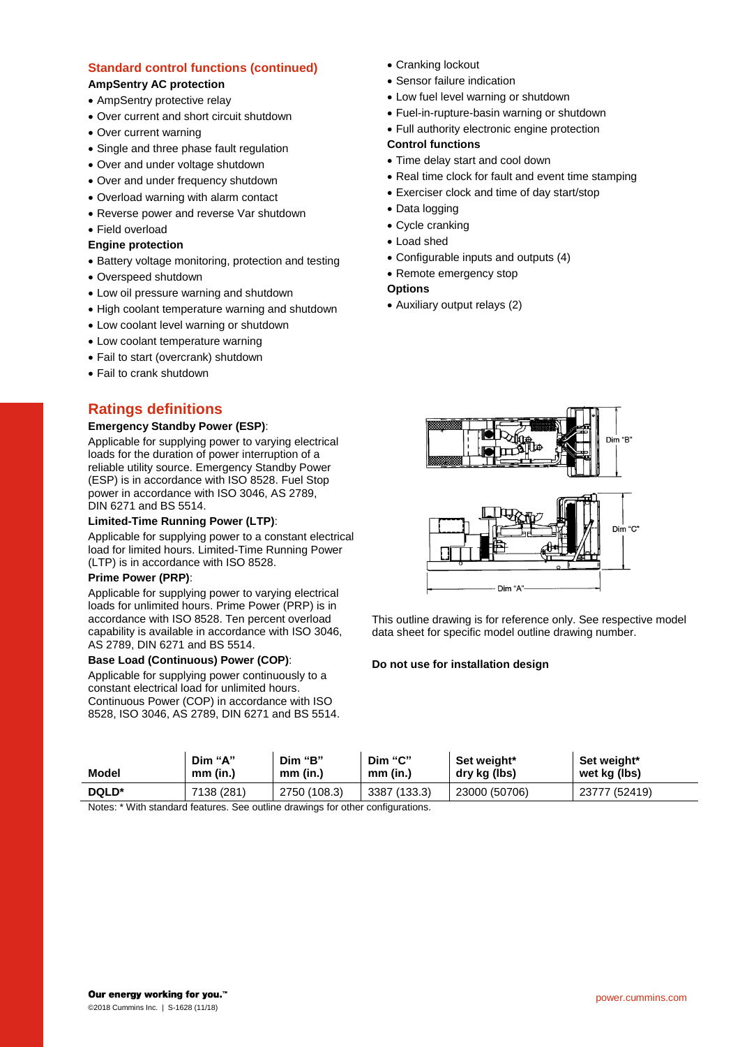## Standard control functions (continued)

**AmpSentry AC protection**

- AmpSentry protective relay
- Over current and short circuit shutdown
- Over current warning
- Single and three phase fault regulation
- Over and under voltage shutdown
- Over and under frequency shutdown
- Overload warning with alarm contact
- Reverse power and reverse Var shutdown
- Field overload

**Engine protection**

- Battery voltage monitoring, protection and testing
- Overspeed shutdown
- Low oil pressure warning and shutdown
- High coolant temperature warning and shutdown
- Low coolant level warning or shutdown
- Low coolant temperature warning
- Fail to start (overcrank) shutdown
- Fail to crank shutdown
- Cranking lockout
- Sensor failure indication
- Low fuel level warning or shutdown
- Fuel-in-rupture-basin warning or shutdown
- Full authority electronic engine protection

**Control functions**

- Time delay start and cool down
- Real time clock for fault and event time stamping
- Exerciser clock and time of day start/stop
- Data logging
- Cycle cranking
- Load shed
- Configurable inputs and outputs (4)
- Remote emergency stop

**Options**

- Auxiliary output relays (2)

## Ratings definitions

**Emergency Standby Power (ESP)**:

Applicable for supplying power to varying electrical loads for the duration of power interruption of a reliable utility source. Emergency Standby Power (ESP) is in accordance with ISO 8528. Fuel Stop power in accordance with ISO 3046, AS 2789, DIN 6271 and BS 5514.

**Limited-Time Running Power (LTP)**:

Applicable for supplying power to a constant electrical load for limited hours. Limited-Time Running Power (LTP) is in accordance with ISO 8528.

**Prime Power (PRP)**:

Applicable for supplying power to varying electrical loads for unlimited hours. Prime Power (PRP) is in accordance with ISO 8528. Ten percent overload capability is available in accordance with ISO 3046, AS 2789, DIN 6271 and BS 5514.

**Base Load (Continuous) Power (COP)**:

Applicable for supplying power continuously to a constant electrical load for unlimited hours. Continuous Power (COP) in accordance with ISO 8528, ISO 3046, AS 2789, DIN 6271 and BS 5514.

This outline drawing is for reference only. See respective model data sheet for specific model outline drawing number.

**Do not use for installation design**

| Model | Dim "A" mm (in.) | Dim "B" mm (in.) | Dim "C" mm (in.) | Set weight* dry kg (lbs) | Set weight* wet kg (lbs) |
|---|---|---|---|---|---|
| DQLD* | 7138 (281) | 2750 (108.3) | 3387 (133.3) | 23000 (50706) | 23777 (52419) |

Notes: * With standard features. See outline drawings for other configurations.

**Our energy working for you.™**

©2018 Cummins Inc. | S-1628 (11/18)

power.cummins.com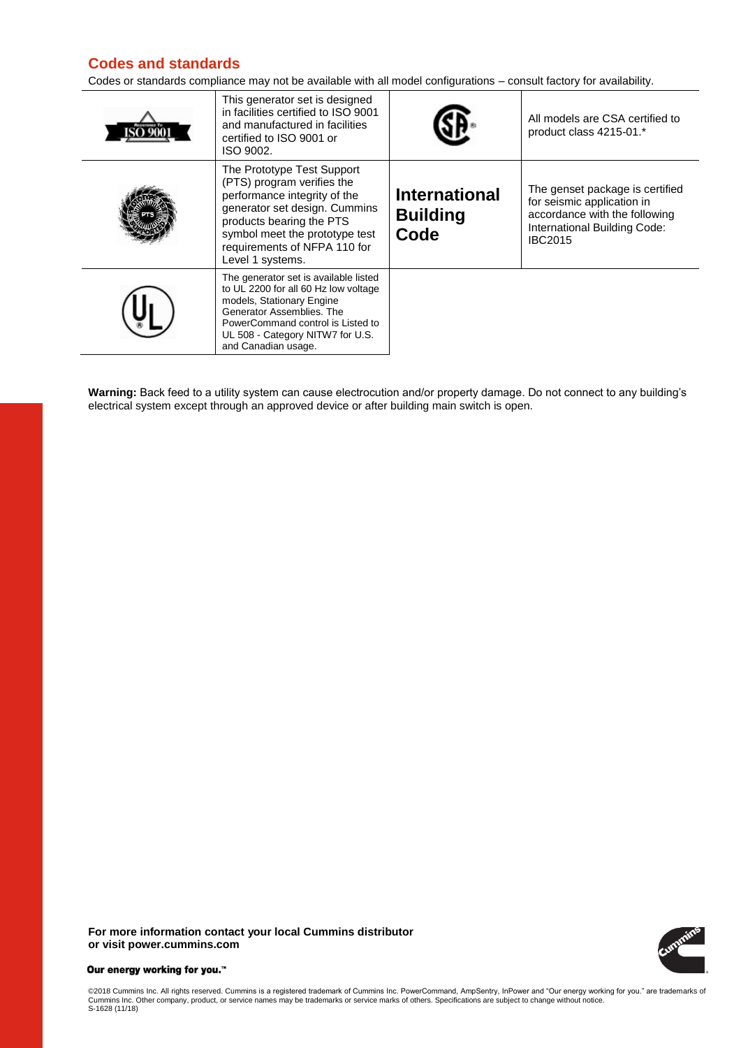## Codes and standards

Codes or standards compliance may not be available with all model configurations – consult factory for availability.

| | | | |
|---|---|---|---|
| ISO 9001 | This generator set is designed in facilities certified to ISO 9001 and manufactured in facilities certified to ISO 9001 or ISO 9002. | CSA | All models are CSA certified to product class 4215-01.* |
| PTS | The Prototype Test Support (PTS) program verifies the performance integrity of the generator set design. Cummins products bearing the PTS symbol meet the prototype test requirements of NFPA 110 for Level 1 systems. | **International Building Code** | The genset package is certified for seismic application in accordance with the following International Building Code: IBC2015 |
| UL | The generator set is available listed to UL 2200 for all 60 Hz low voltage models, Stationary Engine Generator Assemblies. The PowerCommand control is Listed to UL 508 - Category NITW7 for U.S. and Canadian usage. | | |

**Warning:** Back feed to a utility system can cause electrocution and/or property damage. Do not connect to any building's electrical system except through an approved device or after building main switch is open.

**For more information contact your local Cummins distributor or visit power.cummins.com**

**Our energy working for you.™**

©2018 Cummins Inc. All rights reserved. Cummins is a registered trademark of Cummins Inc. PowerCommand, AmpSentry, InPower and "Our energy working for you." are trademarks of Cummins Inc. Other company, product, or service names may be trademarks or service marks of others. Specifications are subject to change without notice.
S-1628 (11/18)